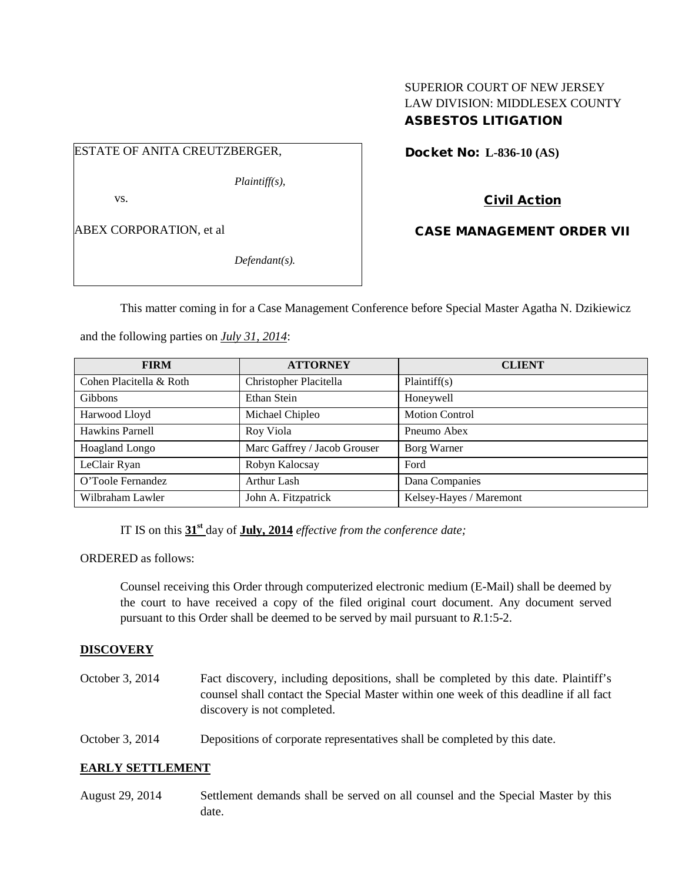SUPERIOR COURT OF NEW JERSEY
LAW DIVISION: MIDDLESEX COUNTY
**ASBESTOS LITIGATION**

ESTATE OF ANITA CREUTZBERGER,

*Plaintiff(s),*

vs.

ABEX CORPORATION, et al

*Defendant(s).*

**Docket No: L-836-10 (AS)**

**Civil Action**

**CASE MANAGEMENT ORDER VII**

This matter coming in for a Case Management Conference before Special Master Agatha N. Dzikiewicz and the following parties on *July 31, 2014*:

| FIRM | ATTORNEY | CLIENT |
|---|---|---|
| Cohen Placitella & Roth | Christopher Placitella | Plaintiff(s) |
| Gibbons | Ethan Stein | Honeywell |
| Harwood Lloyd | Michael Chipleo | Motion Control |
| Hawkins Parnell | Roy Viola | Pneumo Abex |
| Hoagland Longo | Marc Gaffrey / Jacob Grouser | Borg Warner |
| LeClair Ryan | Robyn Kalocsay | Ford |
| O'Toole Fernandez | Arthur Lash | Dana Companies |
| Wilbraham Lawler | John A. Fitzpatrick | Kelsey-Hayes / Maremont |

IT IS on this **31st** day of **July, 2014** *effective from the conference date;*

ORDERED as follows:

Counsel receiving this Order through computerized electronic medium (E-Mail) shall be deemed by the court to have received a copy of the filed original court document. Any document served pursuant to this Order shall be deemed to be served by mail pursuant to *R*.1:5-2.

**DISCOVERY**

October 3, 2014 — Fact discovery, including depositions, shall be completed by this date. Plaintiff's counsel shall contact the Special Master within one week of this deadline if all fact discovery is not completed.

October 3, 2014 — Depositions of corporate representatives shall be completed by this date.

**EARLY SETTLEMENT**

August 29, 2014 — Settlement demands shall be served on all counsel and the Special Master by this date.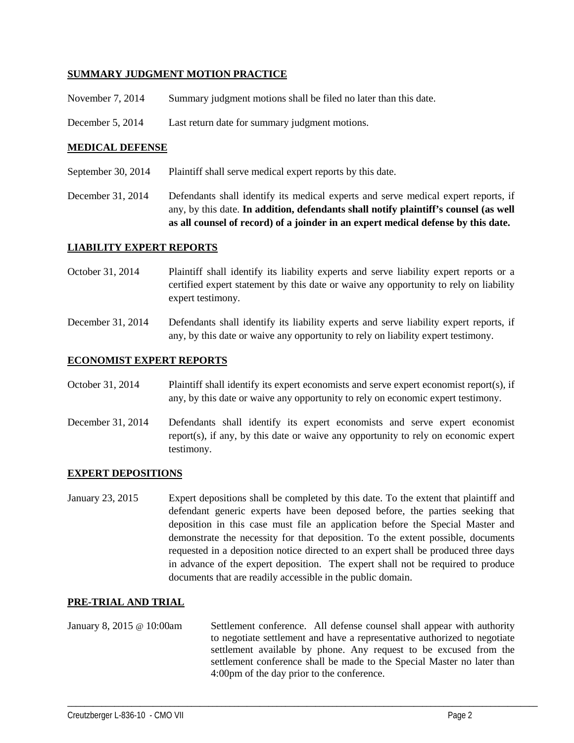**SUMMARY JUDGMENT MOTION PRACTICE**

| | |
|---|---|
| November 7, 2014 | Summary judgment motions shall be filed no later than this date. |
| December 5, 2014 | Last return date for summary judgment motions. |

**MEDICAL DEFENSE**

| | |
|---|---|
| September 30, 2014 | Plaintiff shall serve medical expert reports by this date. |
| December 31, 2014 | Defendants shall identify its medical experts and serve medical expert reports, if any, by this date. **In addition, defendants shall notify plaintiff's counsel (as well as all counsel of record) of a joinder in an expert medical defense by this date.** |

**LIABILITY EXPERT REPORTS**

| | |
|---|---|
| October 31, 2014 | Plaintiff shall identify its liability experts and serve liability expert reports or a certified expert statement by this date or waive any opportunity to rely on liability expert testimony. |
| December 31, 2014 | Defendants shall identify its liability experts and serve liability expert reports, if any, by this date or waive any opportunity to rely on liability expert testimony. |

**ECONOMIST EXPERT REPORTS**

| | |
|---|---|
| October 31, 2014 | Plaintiff shall identify its expert economists and serve expert economist report(s), if any, by this date or waive any opportunity to rely on economic expert testimony. |
| December 31, 2014 | Defendants shall identify its expert economists and serve expert economist report(s), if any, by this date or waive any opportunity to rely on economic expert testimony. |

**EXPERT DEPOSITIONS**

| | |
|---|---|
| January 23, 2015 | Expert depositions shall be completed by this date. To the extent that plaintiff and defendant generic experts have been deposed before, the parties seeking that deposition in this case must file an application before the Special Master and demonstrate the necessity for that deposition. To the extent possible, documents requested in a deposition notice directed to an expert shall be produced three days in advance of the expert deposition. The expert shall not be required to produce documents that are readily accessible in the public domain. |

**PRE-TRIAL AND TRIAL**

| | |
|---|---|
| January 8, 2015 @ 10:00am | Settlement conference. All defense counsel shall appear with authority to negotiate settlement and have a representative authorized to negotiate settlement available by phone. Any request to be excused from the settlement conference shall be made to the Special Master no later than 4:00pm of the day prior to the conference. |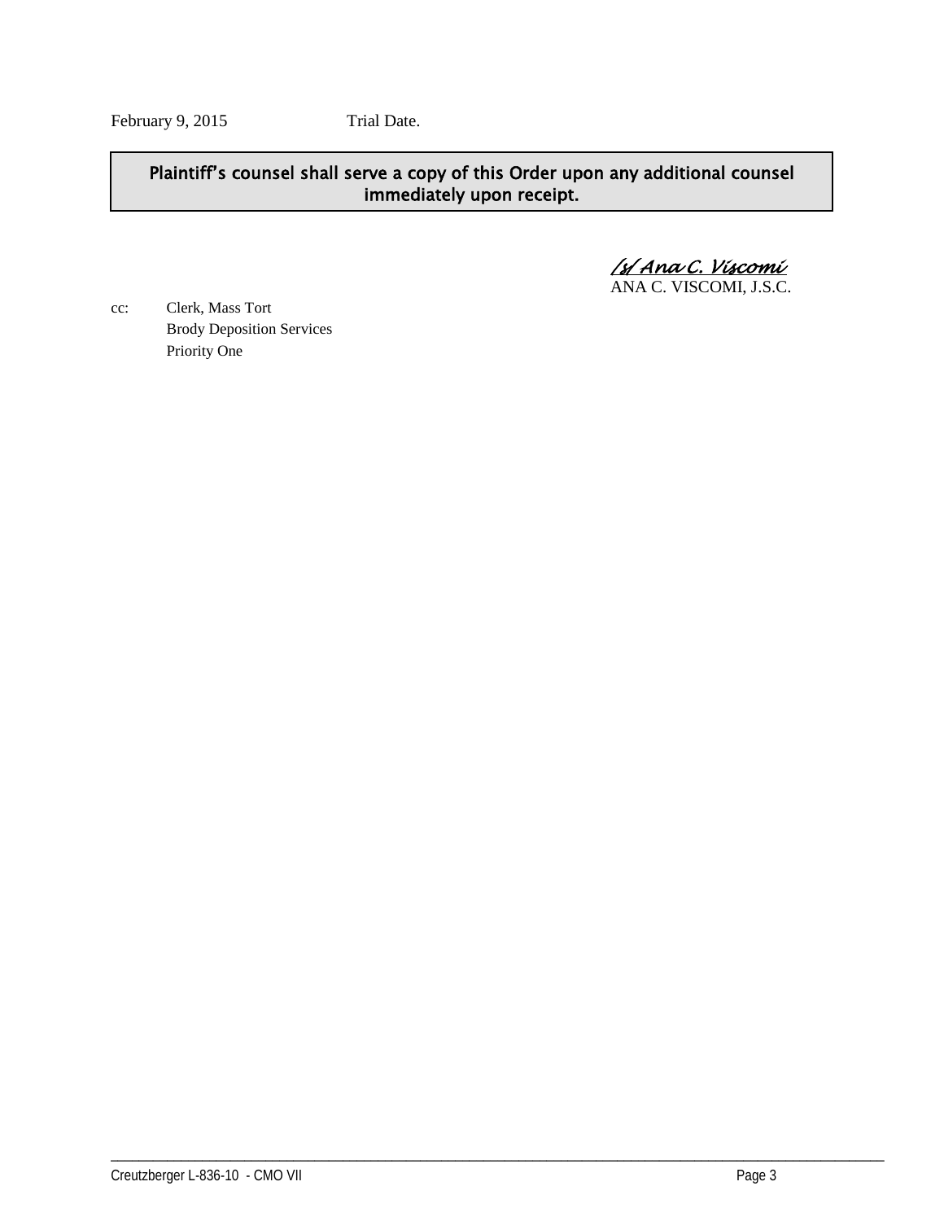February 9, 2015 Trial Date.

**Plaintiff's counsel shall serve a copy of this Order upon any additional counsel immediately upon receipt.**

*/s/ Ana C. Viscomi*
ANA C. VISCOMI, J.S.C.

cc: Clerk, Mass Tort
Brody Deposition Services
Priority One